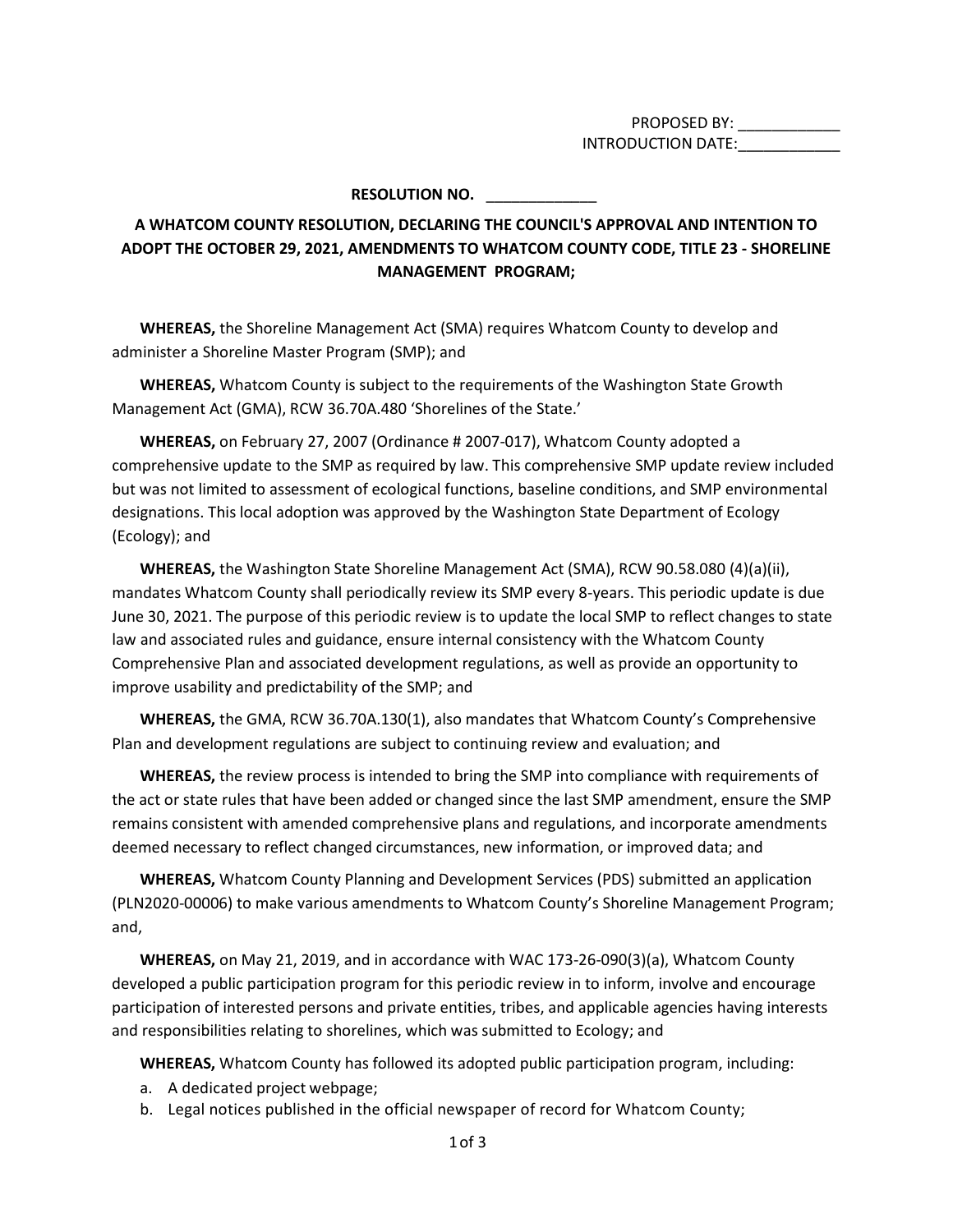PROPOSED BY: ____________
INTRODUCTION DATE:____________

**RESOLUTION NO. _____________**

**A WHATCOM COUNTY RESOLUTION, DECLARING THE COUNCIL'S APPROVAL AND INTENTION TO ADOPT THE OCTOBER 29, 2021, AMENDMENTS TO WHATCOM COUNTY CODE, TITLE 23 - SHORELINE MANAGEMENT PROGRAM;**

**WHEREAS,** the Shoreline Management Act (SMA) requires Whatcom County to develop and administer a Shoreline Master Program (SMP); and

**WHEREAS,** Whatcom County is subject to the requirements of the Washington State Growth Management Act (GMA), RCW 36.70A.480 'Shorelines of the State.'

**WHEREAS,** on February 27, 2007 (Ordinance # 2007-017), Whatcom County adopted a comprehensive update to the SMP as required by law. This comprehensive SMP update review included but was not limited to assessment of ecological functions, baseline conditions, and SMP environmental designations. This local adoption was approved by the Washington State Department of Ecology (Ecology); and

**WHEREAS,** the Washington State Shoreline Management Act (SMA), RCW 90.58.080 (4)(a)(ii), mandates Whatcom County shall periodically review its SMP every 8-years. This periodic update is due June 30, 2021. The purpose of this periodic review is to update the local SMP to reflect changes to state law and associated rules and guidance, ensure internal consistency with the Whatcom County Comprehensive Plan and associated development regulations, as well as provide an opportunity to improve usability and predictability of the SMP; and

**WHEREAS,** the GMA, RCW 36.70A.130(1), also mandates that Whatcom County's Comprehensive Plan and development regulations are subject to continuing review and evaluation; and

**WHEREAS,** the review process is intended to bring the SMP into compliance with requirements of the act or state rules that have been added or changed since the last SMP amendment, ensure the SMP remains consistent with amended comprehensive plans and regulations, and incorporate amendments deemed necessary to reflect changed circumstances, new information, or improved data; and

**WHEREAS,** Whatcom County Planning and Development Services (PDS) submitted an application (PLN2020-00006) to make various amendments to Whatcom County's Shoreline Management Program; and,

**WHEREAS,** on May 21, 2019, and in accordance with WAC 173-26-090(3)(a), Whatcom County developed a public participation program for this periodic review in to inform, involve and encourage participation of interested persons and private entities, tribes, and applicable agencies having interests and responsibilities relating to shorelines, which was submitted to Ecology; and

**WHEREAS,** Whatcom County has followed its adopted public participation program, including:

a. A dedicated project webpage;
b. Legal notices published in the official newspaper of record for Whatcom County;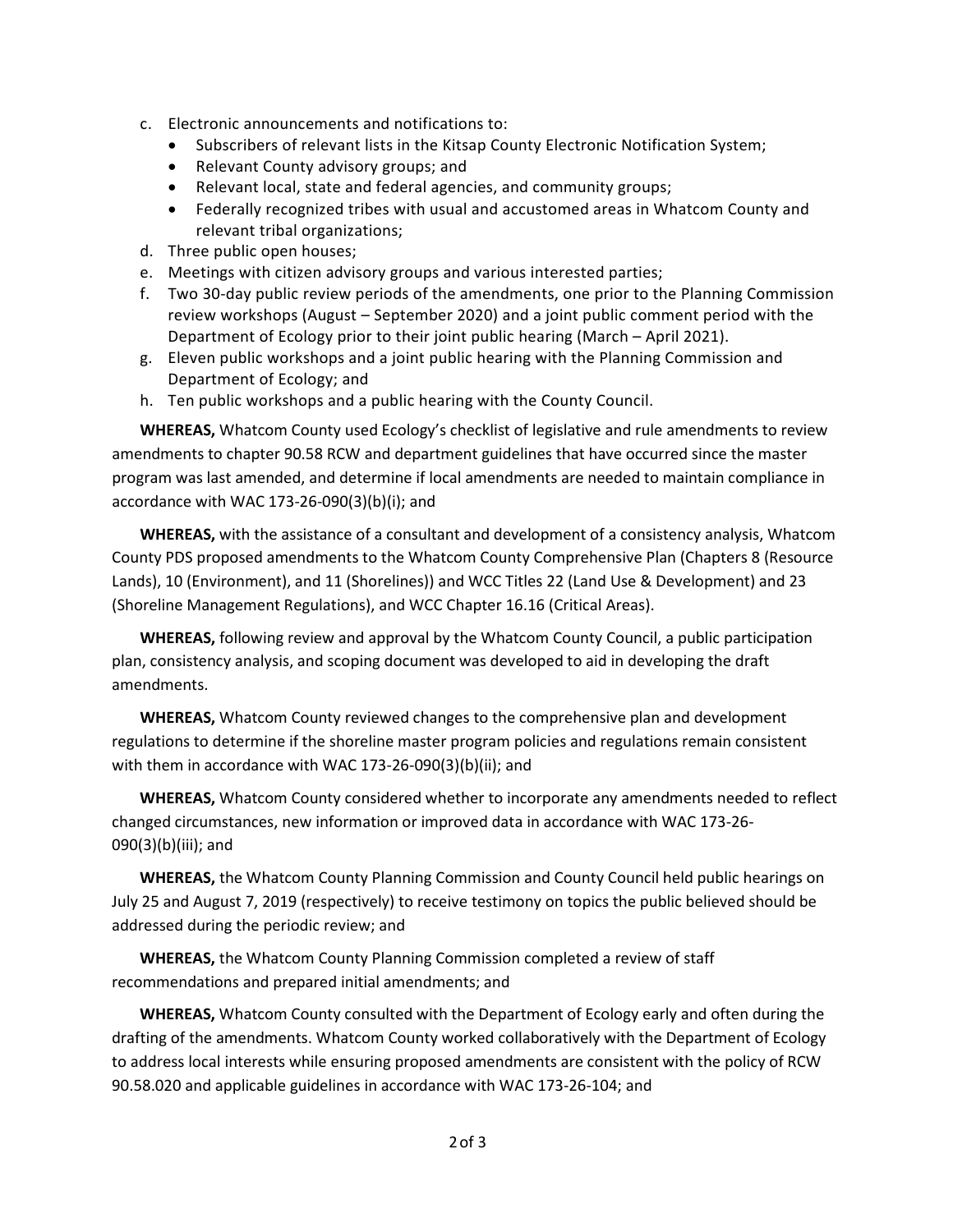c. Electronic announcements and notifications to:
   - Subscribers of relevant lists in the Kitsap County Electronic Notification System;
   - Relevant County advisory groups; and
   - Relevant local, state and federal agencies, and community groups;
   - Federally recognized tribes with usual and accustomed areas in Whatcom County and relevant tribal organizations;
d. Three public open houses;
e. Meetings with citizen advisory groups and various interested parties;
f. Two 30-day public review periods of the amendments, one prior to the Planning Commission review workshops (August – September 2020) and a joint public comment period with the Department of Ecology prior to their joint public hearing (March – April 2021).
g. Eleven public workshops and a joint public hearing with the Planning Commission and Department of Ecology; and
h. Ten public workshops and a public hearing with the County Council.

**WHEREAS,** Whatcom County used Ecology's checklist of legislative and rule amendments to review amendments to chapter 90.58 RCW and department guidelines that have occurred since the master program was last amended, and determine if local amendments are needed to maintain compliance in accordance with WAC 173-26-090(3)(b)(i); and

**WHEREAS,** with the assistance of a consultant and development of a consistency analysis, Whatcom County PDS proposed amendments to the Whatcom County Comprehensive Plan (Chapters 8 (Resource Lands), 10 (Environment), and 11 (Shorelines)) and WCC Titles 22 (Land Use & Development) and 23 (Shoreline Management Regulations), and WCC Chapter 16.16 (Critical Areas).

**WHEREAS,** following review and approval by the Whatcom County Council, a public participation plan, consistency analysis, and scoping document was developed to aid in developing the draft amendments.

**WHEREAS,** Whatcom County reviewed changes to the comprehensive plan and development regulations to determine if the shoreline master program policies and regulations remain consistent with them in accordance with WAC 173-26-090(3)(b)(ii); and

**WHEREAS,** Whatcom County considered whether to incorporate any amendments needed to reflect changed circumstances, new information or improved data in accordance with WAC 173-26-090(3)(b)(iii); and

**WHEREAS,** the Whatcom County Planning Commission and County Council held public hearings on July 25 and August 7, 2019 (respectively) to receive testimony on topics the public believed should be addressed during the periodic review; and

**WHEREAS,** the Whatcom County Planning Commission completed a review of staff recommendations and prepared initial amendments; and

**WHEREAS,** Whatcom County consulted with the Department of Ecology early and often during the drafting of the amendments. Whatcom County worked collaboratively with the Department of Ecology to address local interests while ensuring proposed amendments are consistent with the policy of RCW 90.58.020 and applicable guidelines in accordance with WAC 173-26-104; and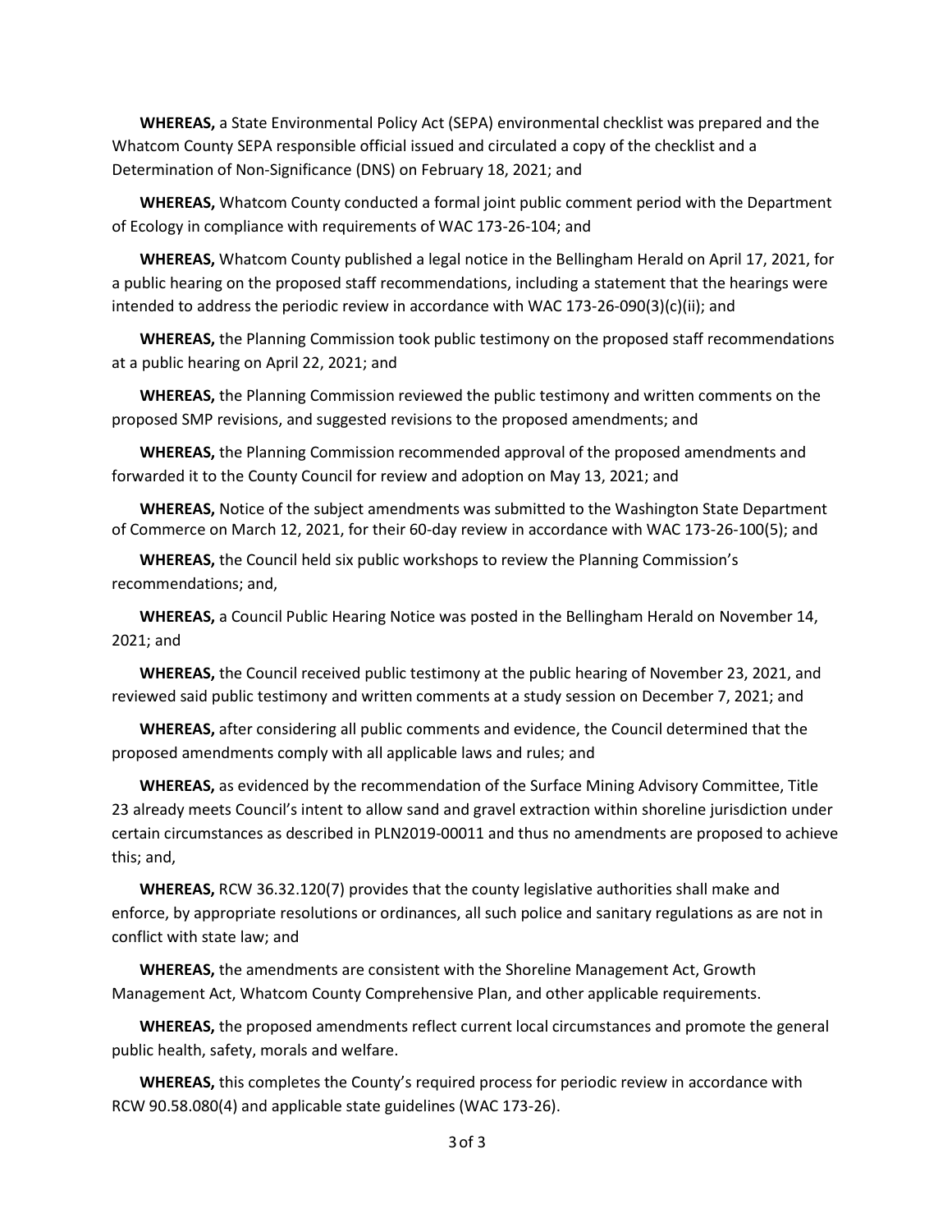**WHEREAS,** a State Environmental Policy Act (SEPA) environmental checklist was prepared and the Whatcom County SEPA responsible official issued and circulated a copy of the checklist and a Determination of Non-Significance (DNS) on February 18, 2021; and

**WHEREAS,** Whatcom County conducted a formal joint public comment period with the Department of Ecology in compliance with requirements of WAC 173-26-104; and

**WHEREAS,** Whatcom County published a legal notice in the Bellingham Herald on April 17, 2021, for a public hearing on the proposed staff recommendations, including a statement that the hearings were intended to address the periodic review in accordance with WAC 173-26-090(3)(c)(ii); and

**WHEREAS,** the Planning Commission took public testimony on the proposed staff recommendations at a public hearing on April 22, 2021; and

**WHEREAS,** the Planning Commission reviewed the public testimony and written comments on the proposed SMP revisions, and suggested revisions to the proposed amendments; and

**WHEREAS,** the Planning Commission recommended approval of the proposed amendments and forwarded it to the County Council for review and adoption on May 13, 2021; and

**WHEREAS,** Notice of the subject amendments was submitted to the Washington State Department of Commerce on March 12, 2021, for their 60-day review in accordance with WAC 173-26-100(5); and

**WHEREAS,** the Council held six public workshops to review the Planning Commission's recommendations; and,

**WHEREAS,** a Council Public Hearing Notice was posted in the Bellingham Herald on November 14, 2021; and

**WHEREAS,** the Council received public testimony at the public hearing of November 23, 2021, and reviewed said public testimony and written comments at a study session on December 7, 2021; and

**WHEREAS,** after considering all public comments and evidence, the Council determined that the proposed amendments comply with all applicable laws and rules; and

**WHEREAS,** as evidenced by the recommendation of the Surface Mining Advisory Committee, Title 23 already meets Council's intent to allow sand and gravel extraction within shoreline jurisdiction under certain circumstances as described in PLN2019-00011 and thus no amendments are proposed to achieve this; and,

**WHEREAS,** RCW 36.32.120(7) provides that the county legislative authorities shall make and enforce, by appropriate resolutions or ordinances, all such police and sanitary regulations as are not in conflict with state law; and

**WHEREAS,** the amendments are consistent with the Shoreline Management Act, Growth Management Act, Whatcom County Comprehensive Plan, and other applicable requirements.

**WHEREAS,** the proposed amendments reflect current local circumstances and promote the general public health, safety, morals and welfare.

**WHEREAS,** this completes the County's required process for periodic review in accordance with RCW 90.58.080(4) and applicable state guidelines (WAC 173-26).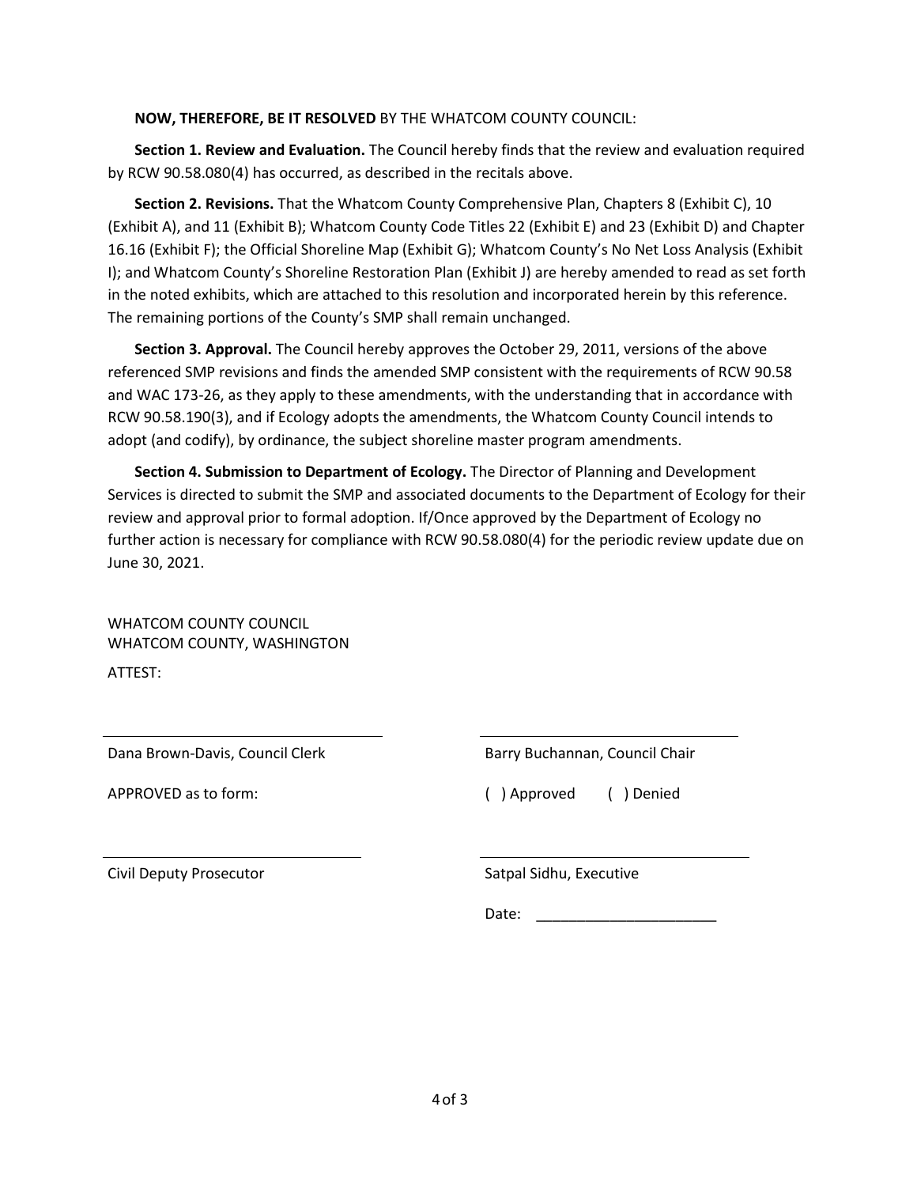**NOW, THEREFORE, BE IT RESOLVED** BY THE WHATCOM COUNTY COUNCIL:

**Section 1. Review and Evaluation.** The Council hereby finds that the review and evaluation required by RCW 90.58.080(4) has occurred, as described in the recitals above.

**Section 2. Revisions.** That the Whatcom County Comprehensive Plan, Chapters 8 (Exhibit C), 10 (Exhibit A), and 11 (Exhibit B); Whatcom County Code Titles 22 (Exhibit E) and 23 (Exhibit D) and Chapter 16.16 (Exhibit F); the Official Shoreline Map (Exhibit G); Whatcom County's No Net Loss Analysis (Exhibit I); and Whatcom County's Shoreline Restoration Plan (Exhibit J) are hereby amended to read as set forth in the noted exhibits, which are attached to this resolution and incorporated herein by this reference. The remaining portions of the County's SMP shall remain unchanged.

**Section 3. Approval.** The Council hereby approves the October 29, 2011, versions of the above referenced SMP revisions and finds the amended SMP consistent with the requirements of RCW 90.58 and WAC 173-26, as they apply to these amendments, with the understanding that in accordance with RCW 90.58.190(3), and if Ecology adopts the amendments, the Whatcom County Council intends to adopt (and codify), by ordinance, the subject shoreline master program amendments.

**Section 4. Submission to Department of Ecology.** The Director of Planning and Development Services is directed to submit the SMP and associated documents to the Department of Ecology for their review and approval prior to formal adoption. If/Once approved by the Department of Ecology no further action is necessary for compliance with RCW 90.58.080(4) for the periodic review update due on June 30, 2021.

WHATCOM COUNTY COUNCIL
WHATCOM COUNTY, WASHINGTON

ATTEST:

_______________________________
Dana Brown-Davis, Council Clerk

_______________________________
Barry Buchannan, Council Chair

APPROVED as to form:

( ) Approved ( ) Denied

_______________________________
Civil Deputy Prosecutor

_______________________________
Satpal Sidhu, Executive

Date: ______________________